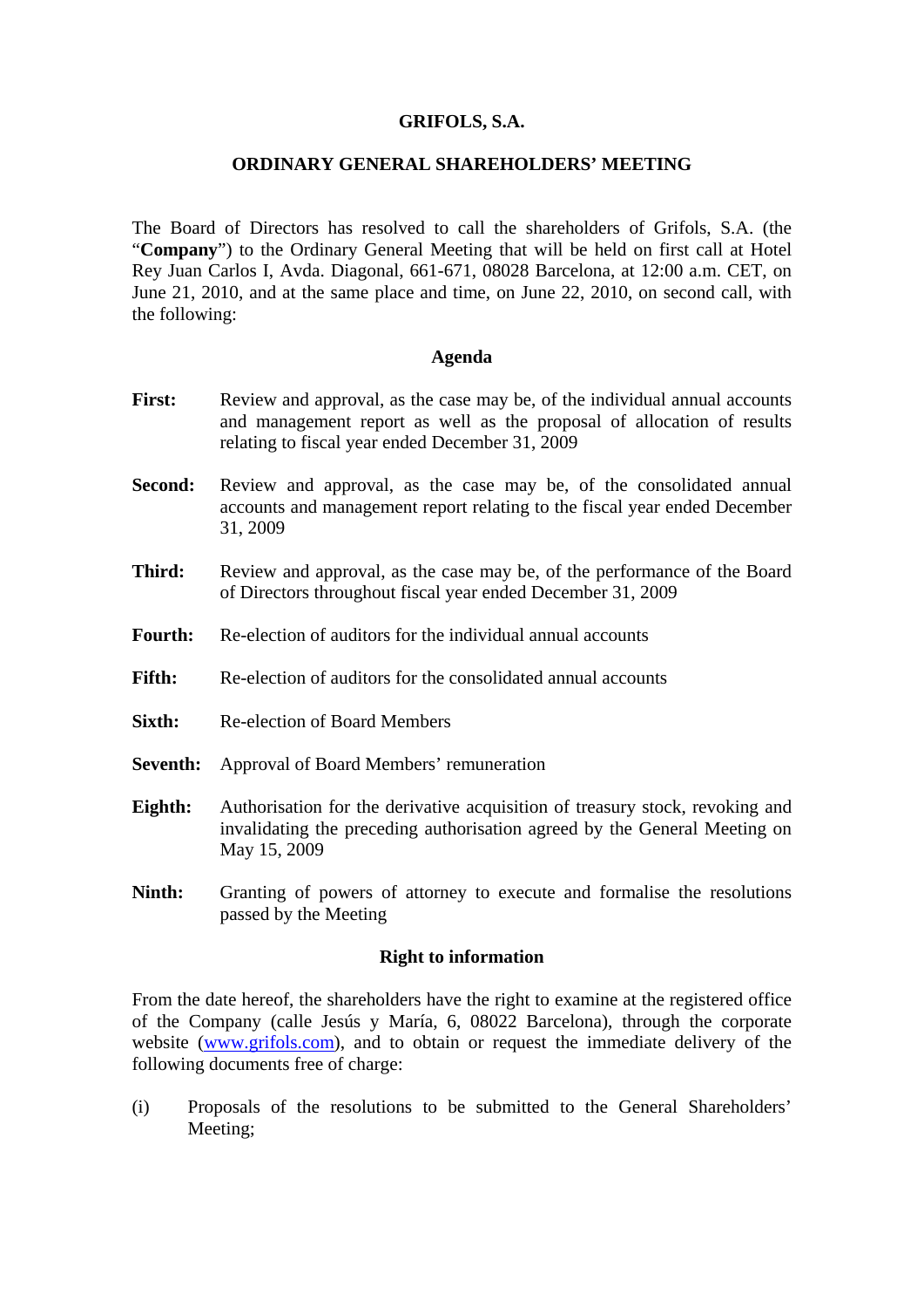# GRIFOLS, S.A.

## ORDINARY GENERAL SHAREHOLDERS' MEETING

The Board of Directors has resolved to call the shareholders of Grifols, S.A. (the "**Company**") to the Ordinary General Meeting that will be held on first call at Hotel Rey Juan Carlos I, Avda. Diagonal, 661-671, 08028 Barcelona, at 12:00 a.m. CET, on June 21, 2010, and at the same place and time, on June 22, 2010, on second call, with the following:

### Agenda

**First:** Review and approval, as the case may be, of the individual annual accounts and management report as well as the proposal of allocation of results relating to fiscal year ended December 31, 2009

**Second:** Review and approval, as the case may be, of the consolidated annual accounts and management report relating to the fiscal year ended December 31, 2009

**Third:** Review and approval, as the case may be, of the performance of the Board of Directors throughout fiscal year ended December 31, 2009

**Fourth:** Re-election of auditors for the individual annual accounts

**Fifth:** Re-election of auditors for the consolidated annual accounts

**Sixth:** Re-election of Board Members

**Seventh:** Approval of Board Members' remuneration

**Eighth:** Authorisation for the derivative acquisition of treasury stock, revoking and invalidating the preceding authorisation agreed by the General Meeting on May 15, 2009

**Ninth:** Granting of powers of attorney to execute and formalise the resolutions passed by the Meeting

### Right to information

From the date hereof, the shareholders have the right to examine at the registered office of the Company (calle Jesús y María, 6, 08022 Barcelona), through the corporate website (www.grifols.com), and to obtain or request the immediate delivery of the following documents free of charge:

(i) Proposals of the resolutions to be submitted to the General Shareholders' Meeting;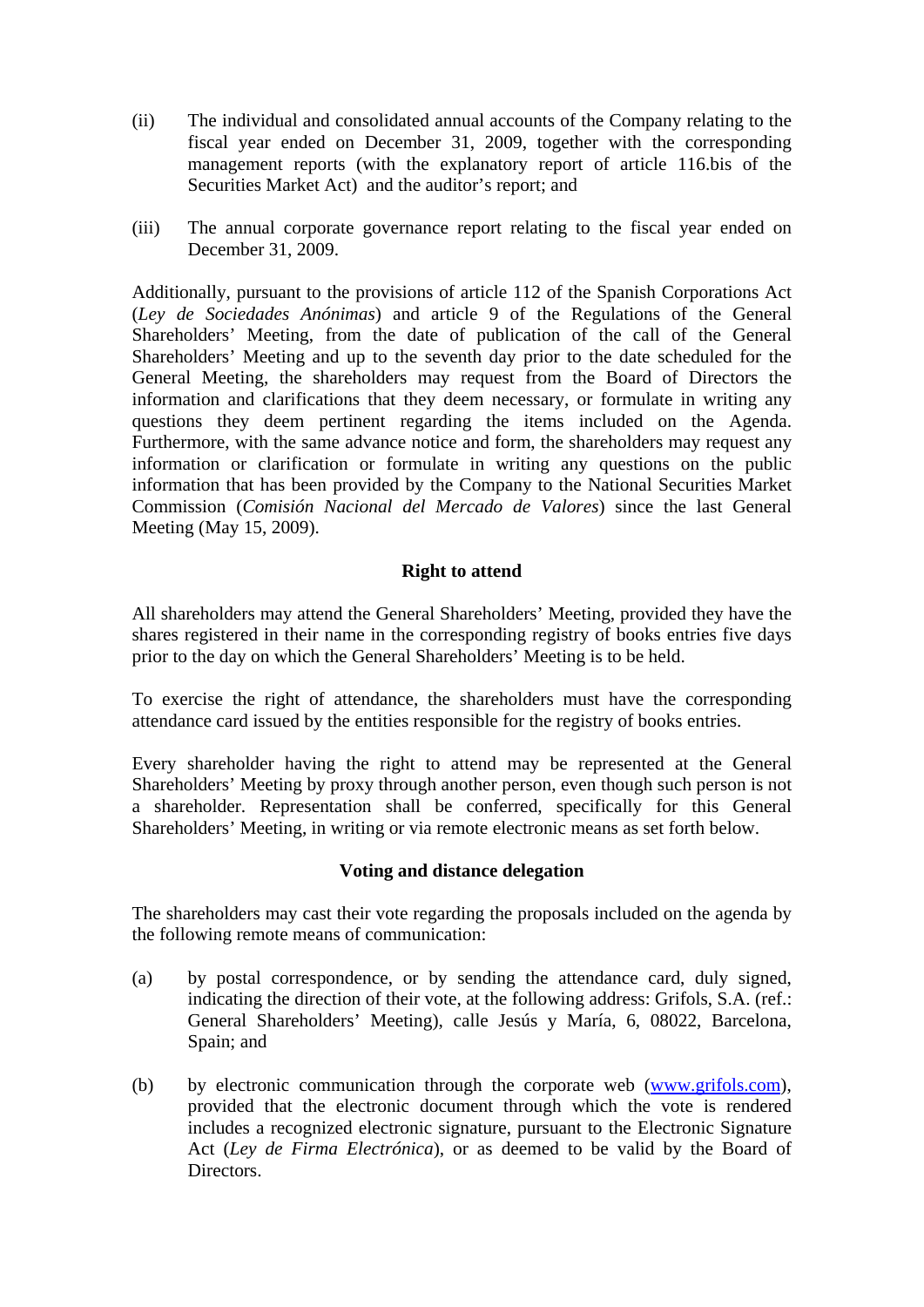(ii) The individual and consolidated annual accounts of the Company relating to the fiscal year ended on December 31, 2009, together with the corresponding management reports (with the explanatory report of article 116.bis of the Securities Market Act) and the auditor's report; and

(iii) The annual corporate governance report relating to the fiscal year ended on December 31, 2009.

Additionally, pursuant to the provisions of article 112 of the Spanish Corporations Act (*Ley de Sociedades Anónimas*) and article 9 of the Regulations of the General Shareholders' Meeting, from the date of publication of the call of the General Shareholders' Meeting and up to the seventh day prior to the date scheduled for the General Meeting, the shareholders may request from the Board of Directors the information and clarifications that they deem necessary, or formulate in writing any questions they deem pertinent regarding the items included on the Agenda. Furthermore, with the same advance notice and form, the shareholders may request any information or clarification or formulate in writing any questions on the public information that has been provided by the Company to the National Securities Market Commission (*Comisión Nacional del Mercado de Valores*) since the last General Meeting (May 15, 2009).

**Right to attend**

All shareholders may attend the General Shareholders' Meeting, provided they have the shares registered in their name in the corresponding registry of books entries five days prior to the day on which the General Shareholders' Meeting is to be held.

To exercise the right of attendance, the shareholders must have the corresponding attendance card issued by the entities responsible for the registry of books entries.

Every shareholder having the right to attend may be represented at the General Shareholders' Meeting by proxy through another person, even though such person is not a shareholder. Representation shall be conferred, specifically for this General Shareholders' Meeting, in writing or via remote electronic means as set forth below.

**Voting and distance delegation**

The shareholders may cast their vote regarding the proposals included on the agenda by the following remote means of communication:

(a) by postal correspondence, or by sending the attendance card, duly signed, indicating the direction of their vote, at the following address: Grifols, S.A. (ref.: General Shareholders' Meeting), calle Jesús y María, 6, 08022, Barcelona, Spain; and

(b) by electronic communication through the corporate web (www.grifols.com), provided that the electronic document through which the vote is rendered includes a recognized electronic signature, pursuant to the Electronic Signature Act (*Ley de Firma Electrónica*), or as deemed to be valid by the Board of Directors.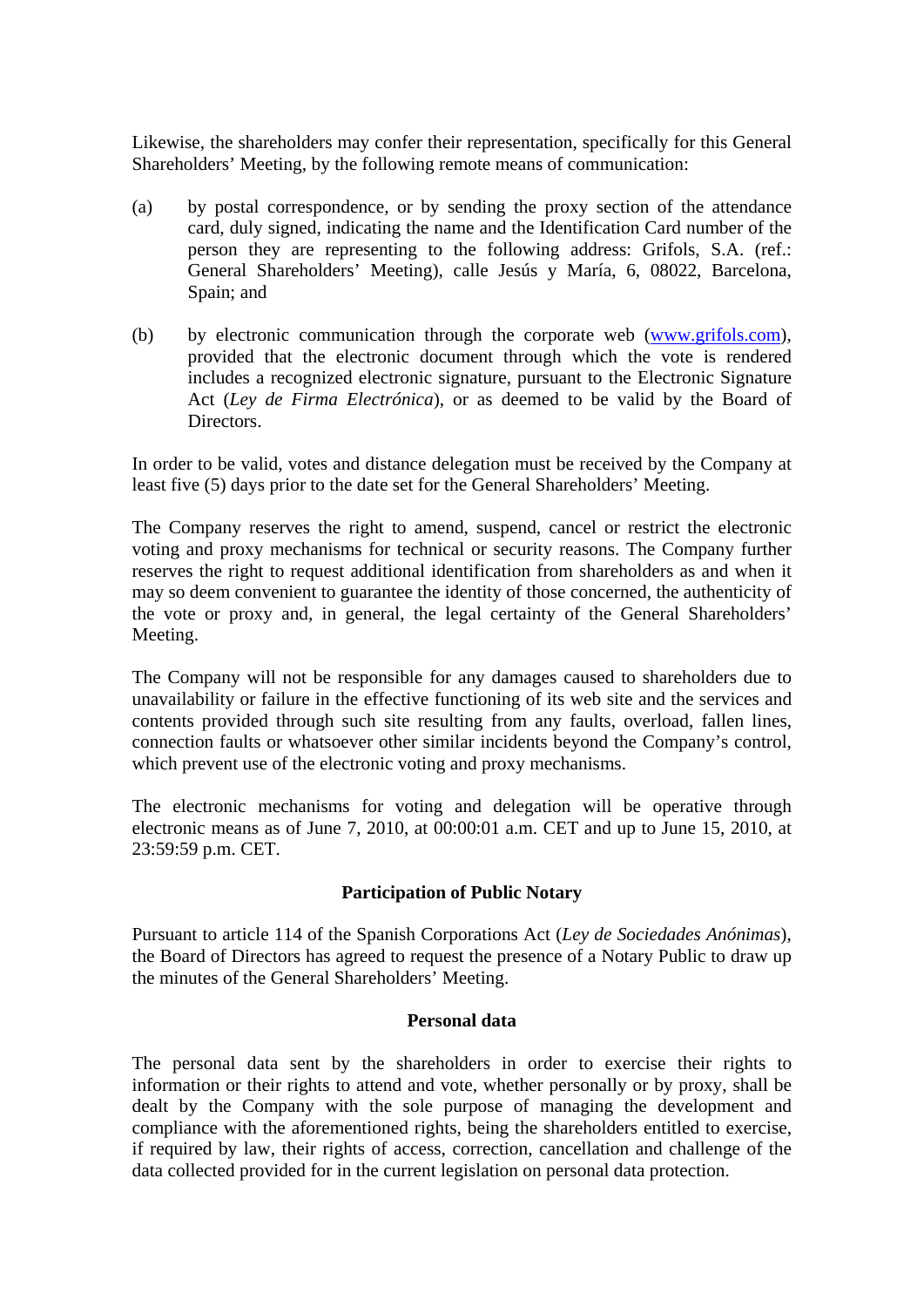Likewise, the shareholders may confer their representation, specifically for this General Shareholders' Meeting, by the following remote means of communication:

(a) by postal correspondence, or by sending the proxy section of the attendance card, duly signed, indicating the name and the Identification Card number of the person they are representing to the following address: Grifols, S.A. (ref.: General Shareholders' Meeting), calle Jesús y María, 6, 08022, Barcelona, Spain; and

(b) by electronic communication through the corporate web (www.grifols.com), provided that the electronic document through which the vote is rendered includes a recognized electronic signature, pursuant to the Electronic Signature Act (*Ley de Firma Electrónica*), or as deemed to be valid by the Board of Directors.

In order to be valid, votes and distance delegation must be received by the Company at least five (5) days prior to the date set for the General Shareholders' Meeting.

The Company reserves the right to amend, suspend, cancel or restrict the electronic voting and proxy mechanisms for technical or security reasons. The Company further reserves the right to request additional identification from shareholders as and when it may so deem convenient to guarantee the identity of those concerned, the authenticity of the vote or proxy and, in general, the legal certainty of the General Shareholders' Meeting.

The Company will not be responsible for any damages caused to shareholders due to unavailability or failure in the effective functioning of its web site and the services and contents provided through such site resulting from any faults, overload, fallen lines, connection faults or whatsoever other similar incidents beyond the Company's control, which prevent use of the electronic voting and proxy mechanisms.

The electronic mechanisms for voting and delegation will be operative through electronic means as of June 7, 2010, at 00:00:01 a.m. CET and up to June 15, 2010, at 23:59:59 p.m. CET.

**Participation of Public Notary**

Pursuant to article 114 of the Spanish Corporations Act (*Ley de Sociedades Anónimas*), the Board of Directors has agreed to request the presence of a Notary Public to draw up the minutes of the General Shareholders' Meeting.

**Personal data**

The personal data sent by the shareholders in order to exercise their rights to information or their rights to attend and vote, whether personally or by proxy, shall be dealt by the Company with the sole purpose of managing the development and compliance with the aforementioned rights, being the shareholders entitled to exercise, if required by law, their rights of access, correction, cancellation and challenge of the data collected provided for in the current legislation on personal data protection.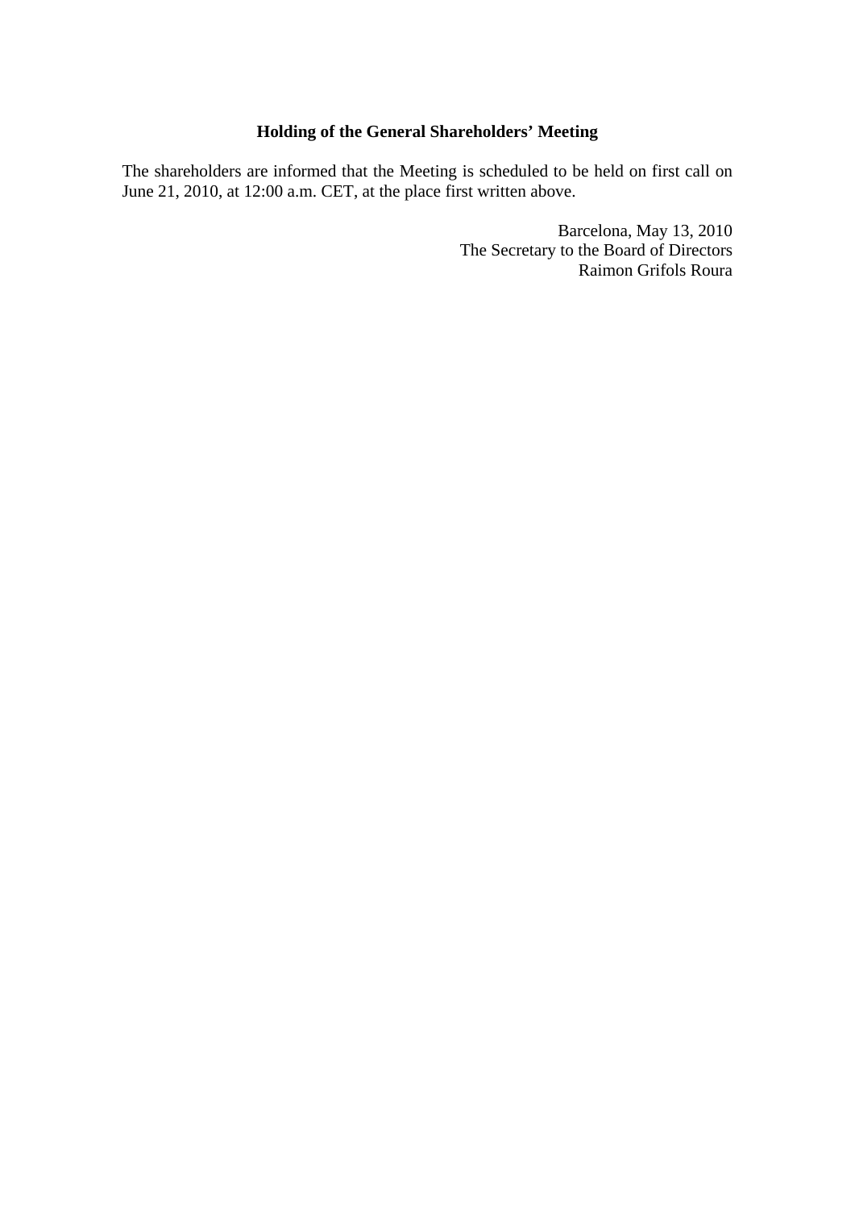### Holding of the General Shareholders' Meeting

The shareholders are informed that the Meeting is scheduled to be held on first call on June 21, 2010, at 12:00 a.m. CET, at the place first written above.

Barcelona, May 13, 2010
The Secretary to the Board of Directors
Raimon Grifols Roura